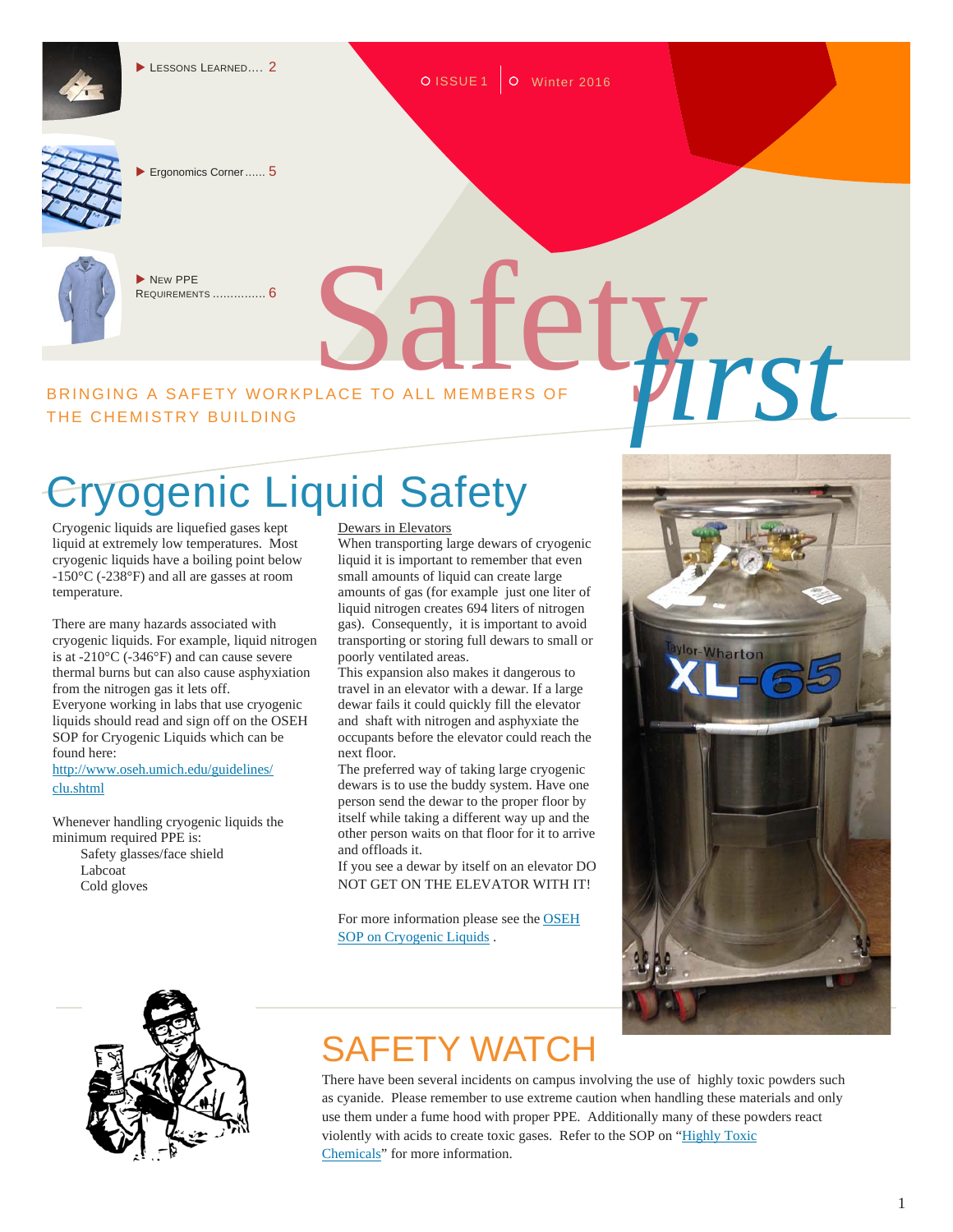- LESSONS LEARNED.... 2
- Ergonomics Corner...... 5
- NEW PPE REQUIREMENTS .............. 6

ISSUE 1 | Winter 2016

# Safety *first*

BRINGING A SAFETY WORKPLACE TO ALL MEMBERS OF THE CHEMISTRY BUILDING

## Cryogenic Liquid Safety

Cryogenic liquids are liquefied gases kept liquid at extremely low temperatures. Most cryogenic liquids have a boiling point below -150°C (-238°F) and all are gasses at room temperature.

There are many hazards associated with cryogenic liquids. For example, liquid nitrogen is at -210°C (-346°F) and can cause severe thermal burns but can also cause asphyxiation from the nitrogen gas it lets off.

Everyone working in labs that use cryogenic liquids should read and sign off on the OSEH SOP for Cryogenic Liquids which can be found here: [http://www.oseh.umich.edu/guidelines/clu.shtml](http://www.oseh.umich.edu/guidelines/clu.shtml)

Whenever handling cryogenic liquids the minimum required PPE is:

- Safety glasses/face shield
- Labcoat
- Cold gloves

<u>Dewars in Elevators</u>

When transporting large dewars of cryogenic liquid it is important to remember that even small amounts of liquid can create large amounts of gas (for example just one liter of liquid nitrogen creates 694 liters of nitrogen gas). Consequently, it is important to avoid transporting or storing full dewars to small or poorly ventilated areas.

This expansion also makes it dangerous to travel in an elevator with a dewar. If a large dewar fails it could quickly fill the elevator and shaft with nitrogen and asphyxiate the occupants before the elevator could reach the next floor.

The preferred way of taking large cryogenic dewars is to use the buddy system. Have one person send the dewar to the proper floor by itself while taking a different way up and the other person waits on that floor for it to arrive and offloads it.

If you see a dewar by itself on an elevator DO NOT GET ON THE ELEVATOR WITH IT!

For more information please see the OSEH SOP on Cryogenic Liquids .

## SAFETY WATCH

There have been several incidents on campus involving the use of highly toxic powders such as cyanide. Please remember to use extreme caution when handling these materials and only use them under a fume hood with proper PPE. Additionally many of these powders react violently with acids to create toxic gases. Refer to the SOP on "Highly Toxic Chemicals" for more information.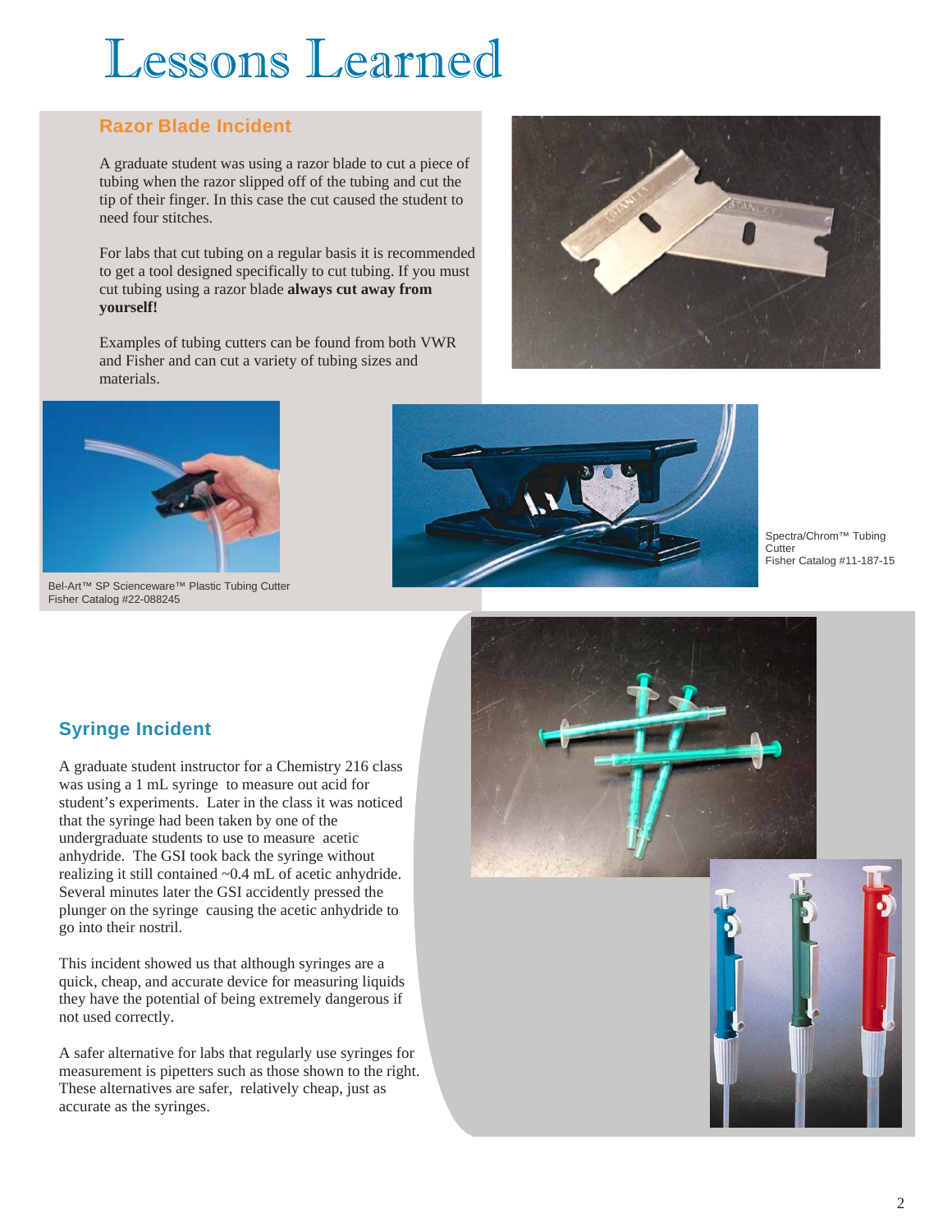# Lessons Learned

## Razor Blade Incident

A graduate student was using a razor blade to cut a piece of tubing when the razor slipped off of the tubing and cut the tip of their finger. In this case the cut caused the student to need four stitches.

For labs that cut tubing on a regular basis it is recommended to get a tool designed specifically to cut tubing. If you must cut tubing using a razor blade **always cut away from yourself!**

Examples of tubing cutters can be found from both VWR and Fisher and can cut a variety of tubing sizes and materials.

Bel-Art™ SP Scienceware™ Plastic Tubing Cutter
Fisher Catalog #22-088245

Spectra/Chrom™ Tubing Cutter
Fisher Catalog #11-187-15

## Syringe Incident

A graduate student instructor for a Chemistry 216 class was using a 1 mL syringe to measure out acid for student's experiments. Later in the class it was noticed that the syringe had been taken by one of the undergraduate students to use to measure acetic anhydride. The GSI took back the syringe without realizing it still contained ~0.4 mL of acetic anhydride. Several minutes later the GSI accidently pressed the plunger on the syringe causing the acetic anhydride to go into their nostril.

This incident showed us that although syringes are a quick, cheap, and accurate device for measuring liquids they have the potential of being extremely dangerous if not used correctly.

A safer alternative for labs that regularly use syringes for measurement is pipetters such as those shown to the right. These alternatives are safer, relatively cheap, just as accurate as the syringes.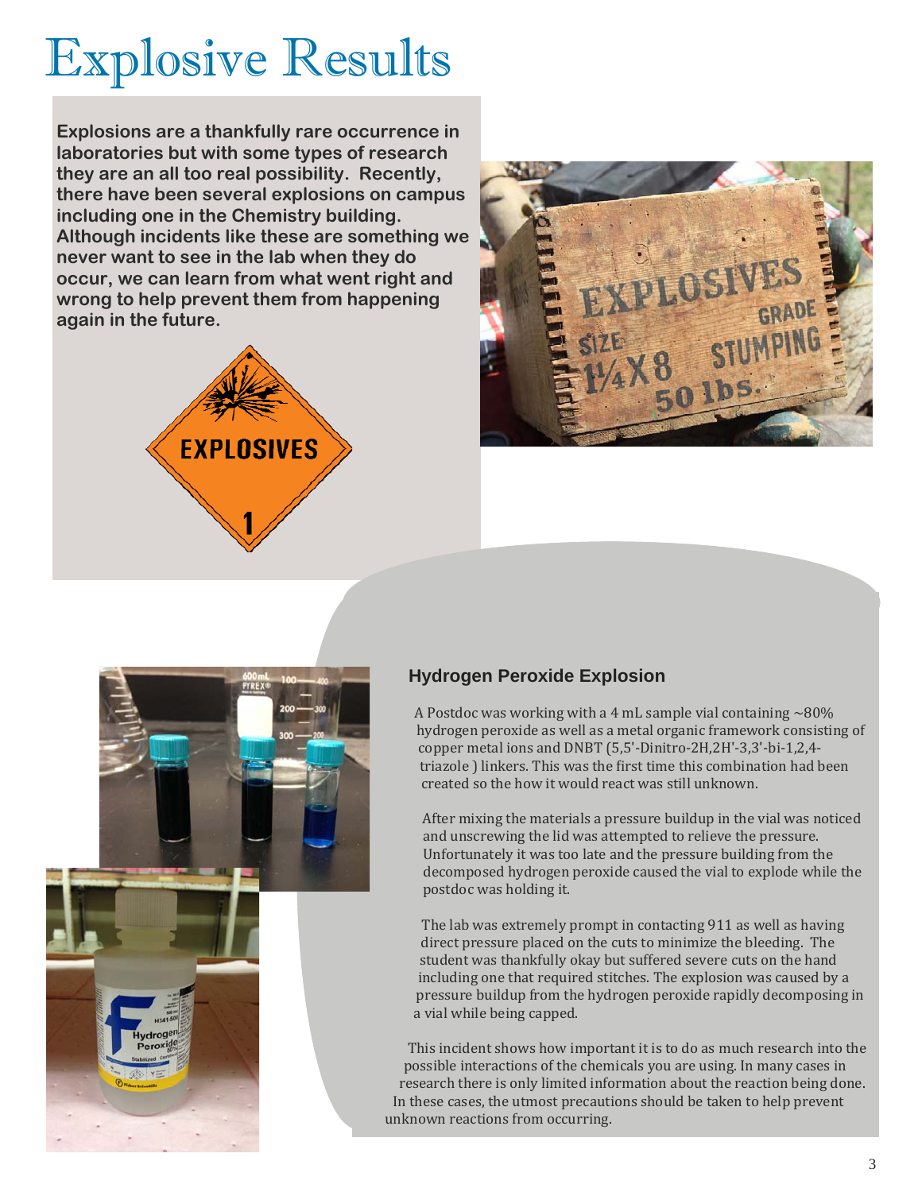# Explosive Results

**Explosions are a thankfully rare occurrence in laboratories but with some types of research they are an all too real possibility. Recently, there have been several explosions on campus including one in the Chemistry building. Although incidents like these are something we never want to see in the lab when they do occur, we can learn from what went right and wrong to help prevent them from happening again in the future.**

## Hydrogen Peroxide Explosion

A Postdoc was working with a 4 mL sample vial containing ~80% hydrogen peroxide as well as a metal organic framework consisting of copper metal ions and DNBT (5,5'-Dinitro-2H,2H'-3,3'-bi-1,2,4-triazole ) linkers. This was the first time this combination had been created so the how it would react was still unknown.

After mixing the materials a pressure buildup in the vial was noticed and unscrewing the lid was attempted to relieve the pressure. Unfortunately it was too late and the pressure building from the decomposed hydrogen peroxide caused the vial to explode while the postdoc was holding it.

The lab was extremely prompt in contacting 911 as well as having direct pressure placed on the cuts to minimize the bleeding. The student was thankfully okay but suffered severe cuts on the hand including one that required stitches. The explosion was caused by a pressure buildup from the hydrogen peroxide rapidly decomposing in a vial while being capped.

This incident shows how important it is to do as much research into the possible interactions of the chemicals you are using. In many cases in research there is only limited information about the reaction being done. In these cases, the utmost precautions should be taken to help prevent unknown reactions from occurring.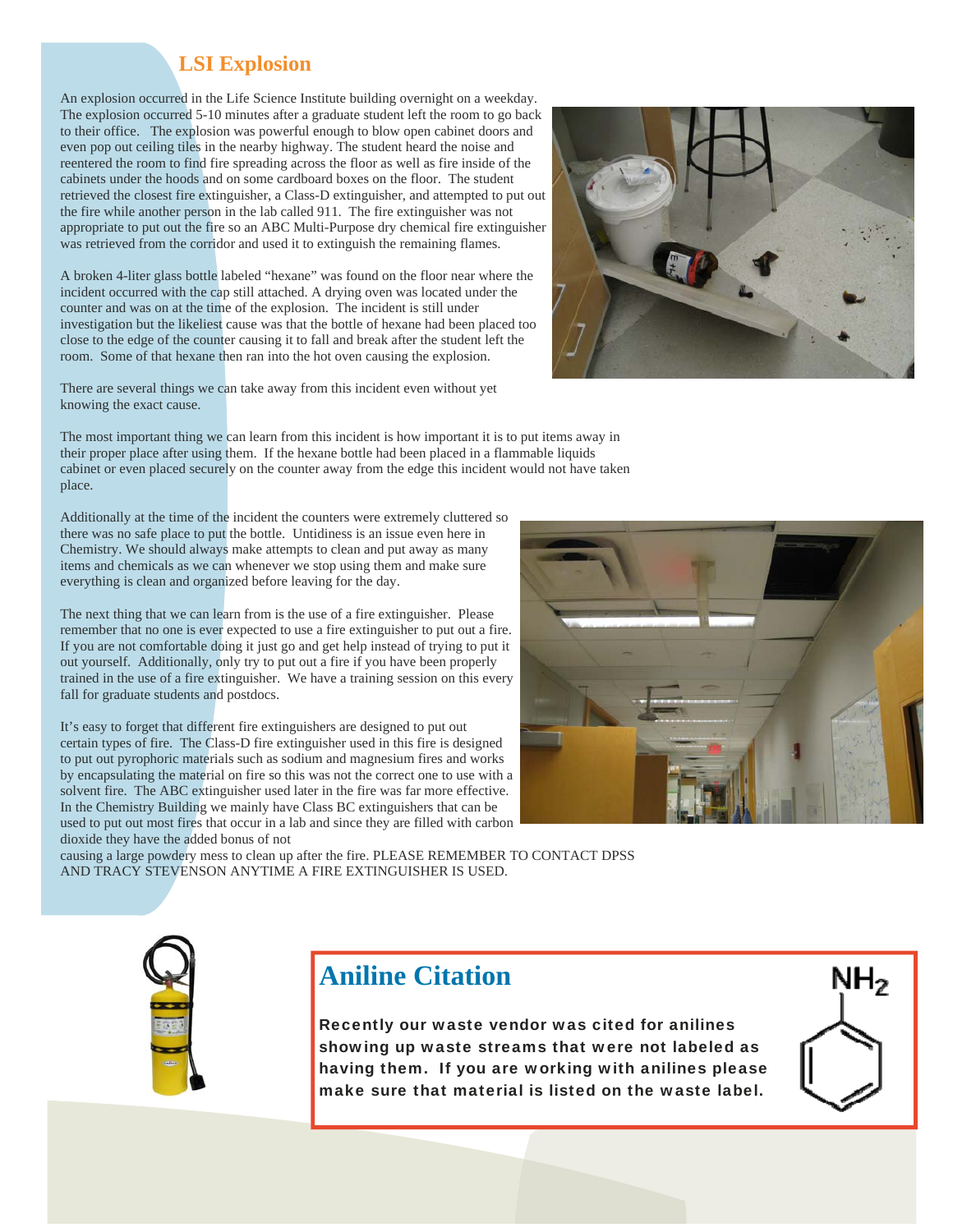## LSI Explosion

An explosion occurred in the Life Science Institute building overnight on a weekday. The explosion occurred 5-10 minutes after a graduate student left the room to go back to their office. The explosion was powerful enough to blow open cabinet doors and even pop out ceiling tiles in the nearby highway. The student heard the noise and reentered the room to find fire spreading across the floor as well as fire inside of the cabinets under the hoods and on some cardboard boxes on the floor. The student retrieved the closest fire extinguisher, a Class-D extinguisher, and attempted to put out the fire while another person in the lab called 911. The fire extinguisher was not appropriate to put out the fire so an ABC Multi-Purpose dry chemical fire extinguisher was retrieved from the corridor and used it to extinguish the remaining flames.

A broken 4-liter glass bottle labeled "hexane" was found on the floor near where the incident occurred with the cap still attached. A drying oven was located under the counter and was on at the time of the explosion. The incident is still under investigation but the likeliest cause was that the bottle of hexane had been placed too close to the edge of the counter causing it to fall and break after the student left the room. Some of that hexane then ran into the hot oven causing the explosion.

There are several things we can take away from this incident even without yet knowing the exact cause.

The most important thing we can learn from this incident is how important it is to put items away in their proper place after using them. If the hexane bottle had been placed in a flammable liquids cabinet or even placed securely on the counter away from the edge this incident would not have taken place.

Additionally at the time of the incident the counters were extremely cluttered so there was no safe place to put the bottle. Untidiness is an issue even here in Chemistry. We should always make attempts to clean and put away as many items and chemicals as we can whenever we stop using them and make sure everything is clean and organized before leaving for the day.

The next thing that we can learn from is the use of a fire extinguisher. Please remember that no one is ever expected to use a fire extinguisher to put out a fire. If you are not comfortable doing it just go and get help instead of trying to put it out yourself. Additionally, only try to put out a fire if you have been properly trained in the use of a fire extinguisher. We have a training session on this every fall for graduate students and postdocs.

It's easy to forget that different fire extinguishers are designed to put out certain types of fire. The Class-D fire extinguisher used in this fire is designed to put out pyrophoric materials such as sodium and magnesium fires and works by encapsulating the material on fire so this was not the correct one to use with a solvent fire. The ABC extinguisher used later in the fire was far more effective. In the Chemistry Building we mainly have Class BC extinguishers that can be used to put out most fires that occur in a lab and since they are filled with carbon dioxide they have the added bonus of not causing a large powdery mess to clean up after the fire. PLEASE REMEMBER TO CONTACT DPSS AND TRACY STEVENSON ANYTIME A FIRE EXTINGUISHER IS USED.

## Aniline Citation

**Recently our waste vendor was cited for anilines showing up waste streams that were not labeled as having them. If you are working with anilines please make sure that material is listed on the waste label.**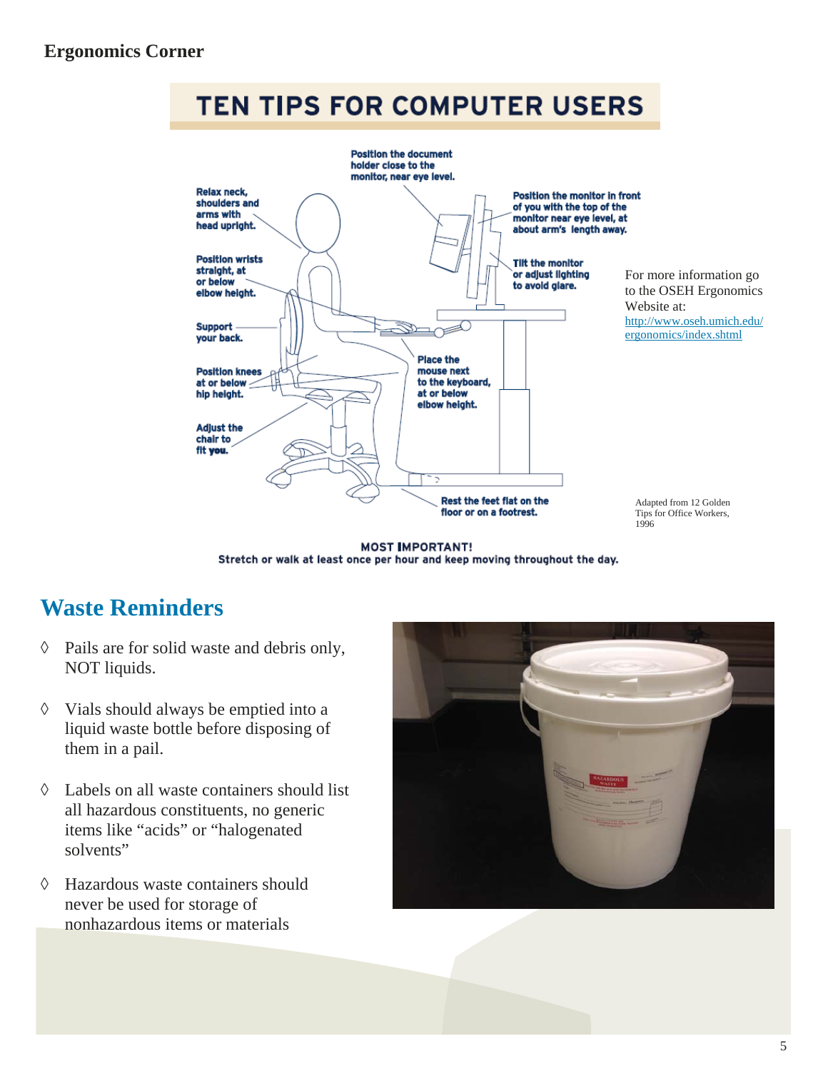## Ergonomics Corner

# TEN TIPS FOR COMPUTER USERS

Position the document holder close to the monitor, near eye level.

Relax neck, shoulders and arms with head upright.

Position the monitor in front of you with the top of the monitor near eye level, at about arm's length away.

Position wrists straight, at or below elbow height.

Tilt the monitor or adjust lighting to avoid glare.

Support your back.

Place the mouse next to the keyboard, at or below elbow height.

Position knees at or below hip height.

Adjust the chair to fit you.

Rest the feet flat on the floor or on a footrest.

For more information go to the OSEH Ergonomics Website at: [http://www.oseh.umich.edu/ergonomics/index.shtml](http://www.oseh.umich.edu/ergonomics/index.shtml)

Adapted from 12 Golden Tips for Office Workers, 1996

**MOST IMPORTANT!**
**Stretch or walk at least once per hour and keep moving throughout the day.**

## Waste Reminders

- Pails are for solid waste and debris only, NOT liquids.
- Vials should always be emptied into a liquid waste bottle before disposing of them in a pail.
- Labels on all waste containers should list all hazardous constituents, no generic items like "acids" or "halogenated solvents"
- Hazardous waste containers should never be used for storage of nonhazardous items or materials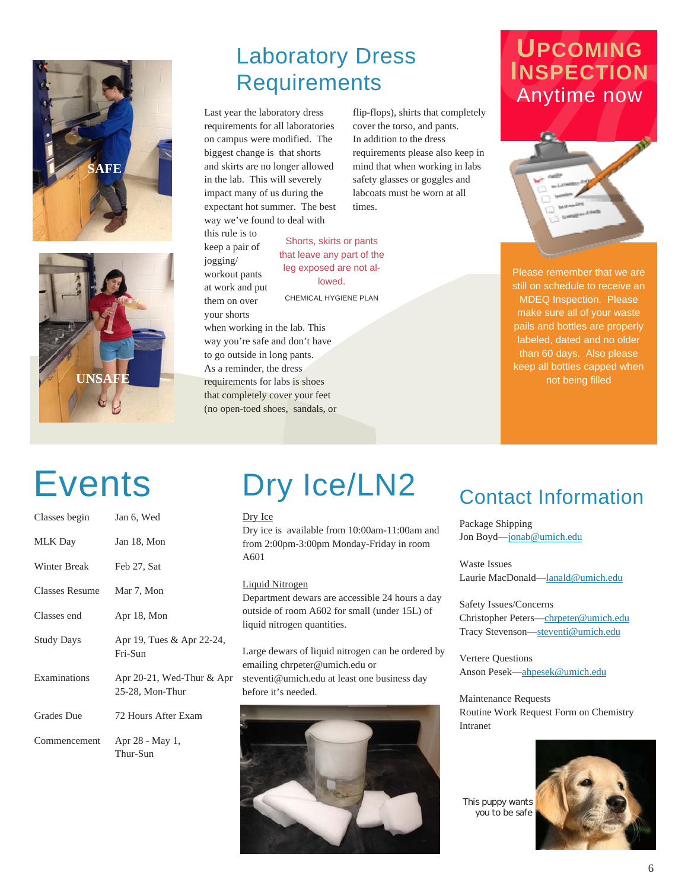## Laboratory Dress Requirements

SAFE

UNSAFE

Last year the laboratory dress requirements for all laboratories on campus were modified. The biggest change is that shorts and skirts are no longer allowed in the lab. This will severely impact many of us during the expectant hot summer. The best way we've found to deal with this rule is to keep a pair of jogging/ workout pants at work and put them on over your shorts when working in the lab. This way you're safe and don't have to go outside in long pants. As a reminder, the dress requirements for labs is shoes that completely cover your feet (no open-toed shoes, sandals, or flip-flops), shirts that completely cover the torso, and pants. In addition to the dress requirements please also keep in mind that when working in labs safety glasses or goggles and labcoats must be worn at all times.

> Shorts, skirts or pants that leave any part of the leg exposed are not allowed.
>
> CHEMICAL HYGIENE PLAN

## Upcoming Inspection

Anytime now

Please remember that we are still on schedule to receive an MDEQ Inspection. Please make sure all of your waste pails and bottles are properly labeled, dated and no older than 60 days. Also please keep all bottles capped when not being filled

# Events

| | |
|---|---|
| Classes begin | Jan 6, Wed |
| MLK Day | Jan 18, Mon |
| Winter Break | Feb 27, Sat |
| Classes Resume | Mar 7, Mon |
| Classes end | Apr 18, Mon |
| Study Days | Apr 19, Tues & Apr 22-24, Fri-Sun |
| Examinations | Apr 20-21, Wed-Thur & Apr 25-28, Mon-Thur |
| Grades Due | 72 Hours After Exam |
| Commencement | Apr 28 - May 1, Thur-Sun |

# Dry Ice/LN2

Dry Ice

Dry ice is available from 10:00am-11:00am and from 2:00pm-3:00pm Monday-Friday in room A601

Liquid Nitrogen

Department dewars are accessible 24 hours a day outside of room A602 for small (under 15L) of liquid nitrogen quantities.

Large dewars of liquid nitrogen can be ordered by emailing chrpeter@umich.edu or steventi@umich.edu at least one business day before it's needed.

## Contact Information

Package Shipping
Jon Boyd—jonab@umich.edu

Waste Issues
Laurie MacDonald—lanald@umich.edu

Safety Issues/Concerns
Christopher Peters—chrpeter@umich.edu
Tracy Stevenson—steventi@umich.edu

Vertere Questions
Anson Pesek—ahpesek@umich.edu

Maintenance Requests
Routine Work Request Form on Chemistry Intranet

This puppy wants you to be safe